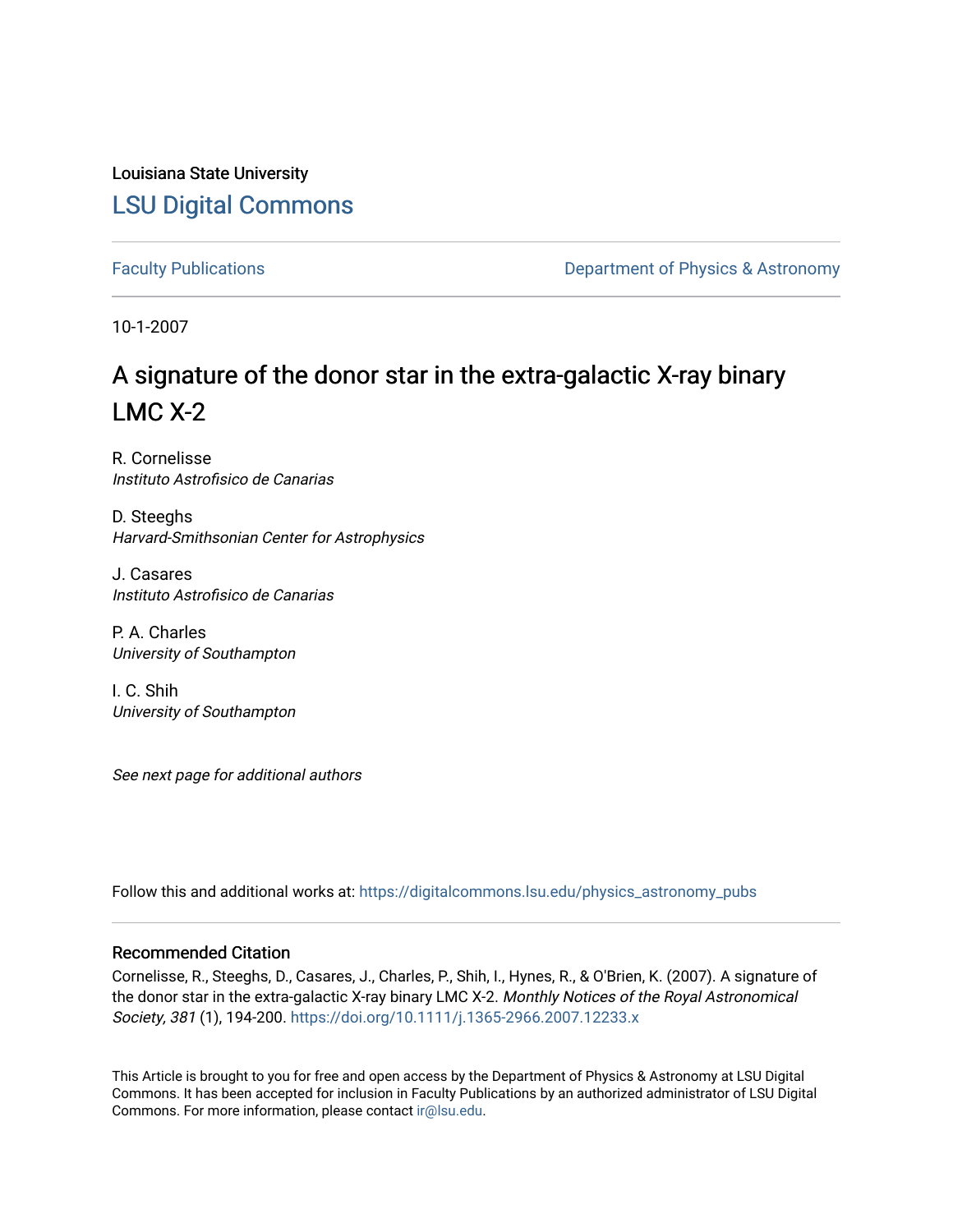Louisiana State University

## LSU Digital Commons

Faculty Publications

Department of Physics & Astronomy

10-1-2007

# A signature of the donor star in the extra-galactic X-ray binary LMC X-2

R. Cornelisse
*Instituto Astrofisico de Canarias*

D. Steeghs
*Harvard-Smithsonian Center for Astrophysics*

J. Casares
*Instituto Astrofisico de Canarias*

P. A. Charles
*University of Southampton*

I. C. Shih
*University of Southampton*

*See next page for additional authors*

Follow this and additional works at: https://digitalcommons.lsu.edu/physics_astronomy_pubs

### Recommended Citation

Cornelisse, R., Steeghs, D., Casares, J., Charles, P., Shih, I., Hynes, R., & O'Brien, K. (2007). A signature of the donor star in the extra-galactic X-ray binary LMC X-2. *Monthly Notices of the Royal Astronomical Society, 381* (1), 194-200. https://doi.org/10.1111/j.1365-2966.2007.12233.x

This Article is brought to you for free and open access by the Department of Physics & Astronomy at LSU Digital Commons. It has been accepted for inclusion in Faculty Publications by an authorized administrator of LSU Digital Commons. For more information, please contact ir@lsu.edu.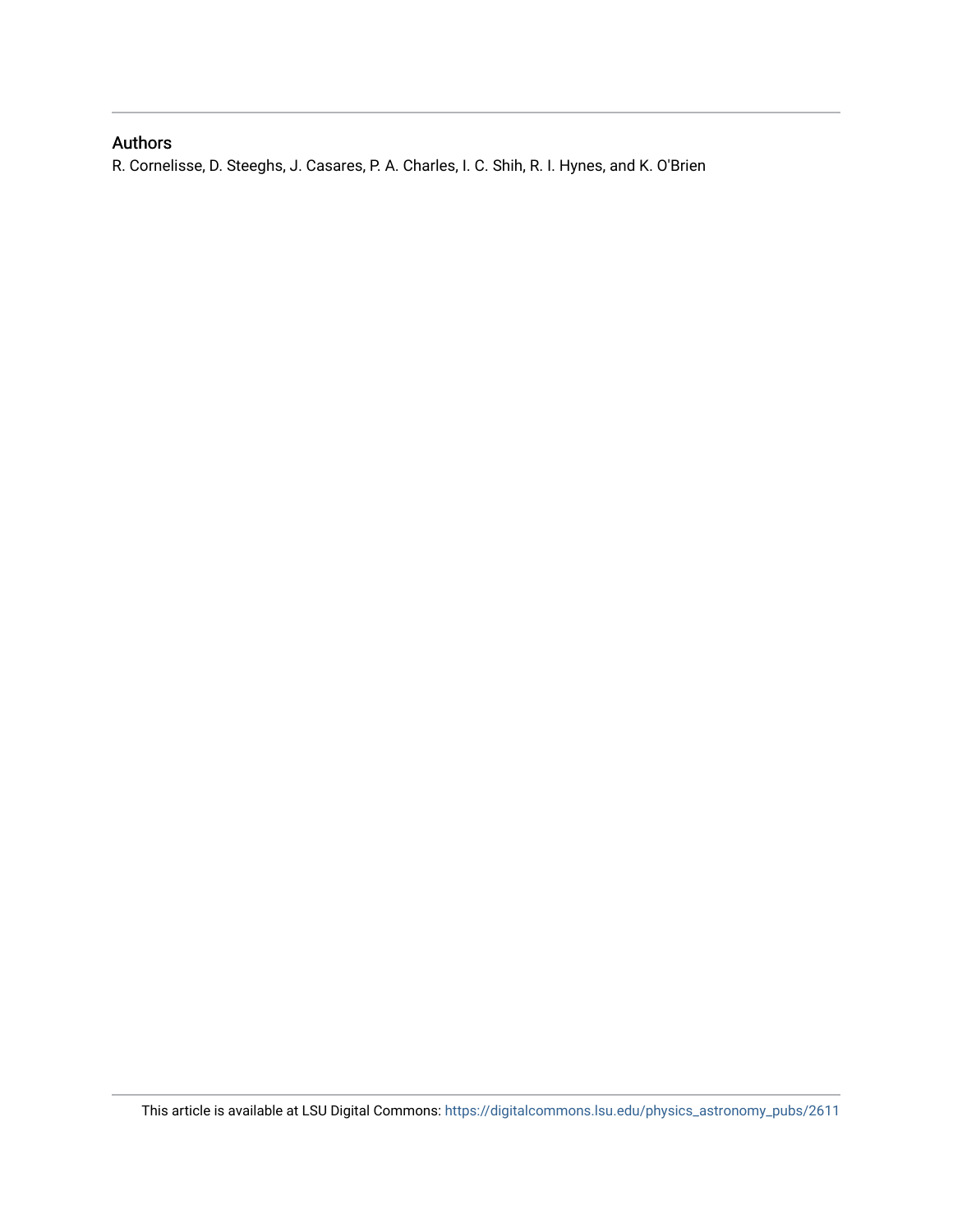## Authors

R. Cornelisse, D. Steeghs, J. Casares, P. A. Charles, I. C. Shih, R. I. Hynes, and K. O'Brien

This article is available at LSU Digital Commons: https://digitalcommons.lsu.edu/physics_astronomy_pubs/2611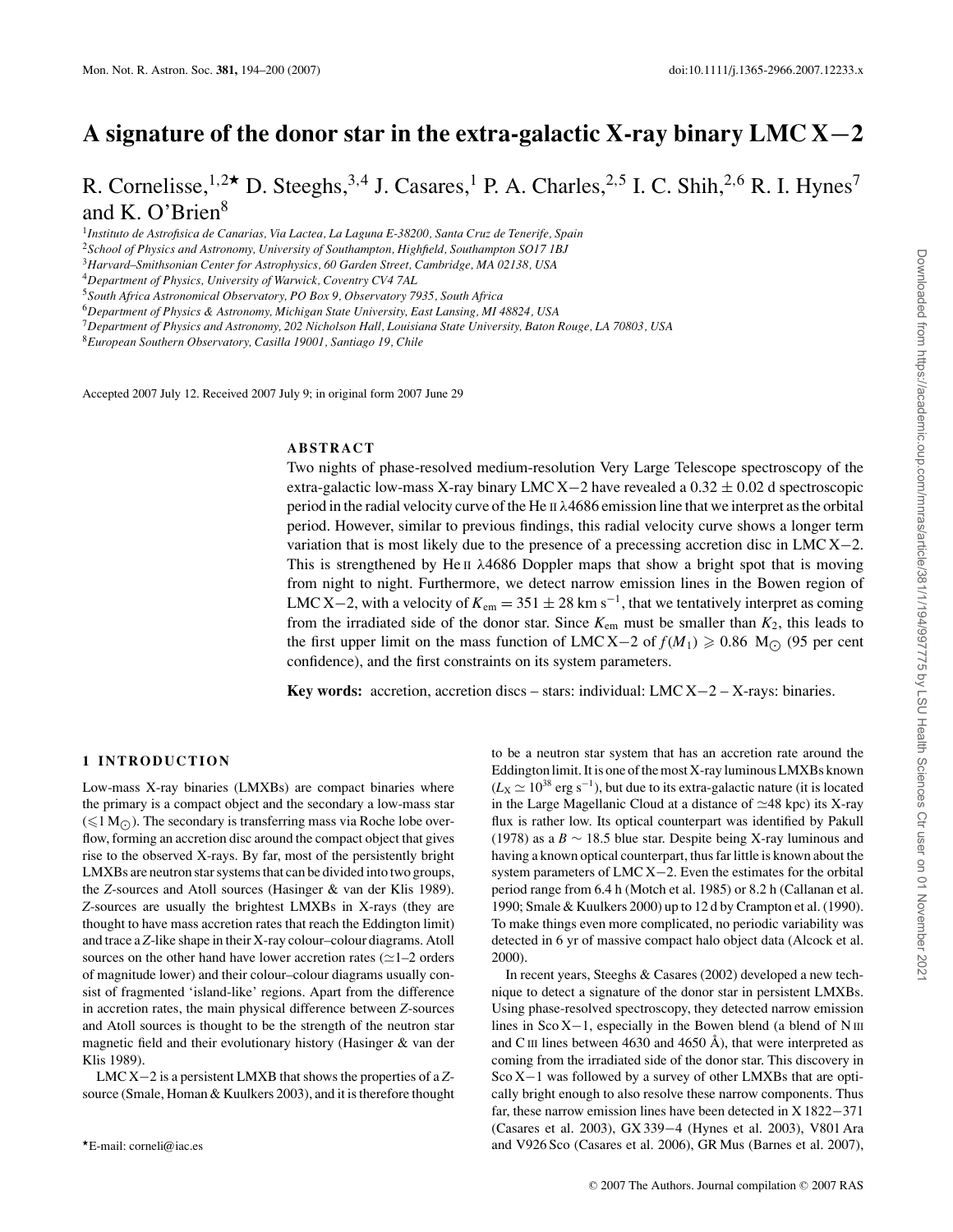# A signature of the donor star in the extra-galactic X-ray binary LMC X−2

R. Cornelisse,[1,2★] D. Steeghs,[3,4] J. Casares,[1] P. A. Charles,[2,5] I. C. Shih,[2,6] R. I. Hynes[7] and K. O'Brien[8]

[1]Instituto de Astrofisica de Canarias, Via Lactea, La Laguna E-38200, Santa Cruz de Tenerife, Spain
[2]School of Physics and Astronomy, University of Southampton, Highfield, Southampton SO17 1BJ
[3]Harvard–Smithsonian Center for Astrophysics, 60 Garden Street, Cambridge, MA 02138, USA
[4]Department of Physics, University of Warwick, Coventry CV4 7AL
[5]South Africa Astronomical Observatory, PO Box 9, Observatory 7935, South Africa
[6]Department of Physics & Astronomy, Michigan State University, East Lansing, MI 48824, USA
[7]Department of Physics and Astronomy, 202 Nicholson Hall, Louisiana State University, Baton Rouge, LA 70803, USA
[8]European Southern Observatory, Casilla 19001, Santiago 19, Chile

Accepted 2007 July 12. Received 2007 July 9; in original form 2007 June 29

## ABSTRACT

Two nights of phase-resolved medium-resolution Very Large Telescope spectroscopy of the extra-galactic low-mass X-ray binary LMC X−2 have revealed a $0.32 \pm 0.02$ d spectroscopic period in the radial velocity curve of the He II λ4686 emission line that we interpret as the orbital period. However, similar to previous findings, this radial velocity curve shows a longer term variation that is most likely due to the presence of a precessing accretion disc in LMC X−2. This is strengthened by He II λ4686 Doppler maps that show a bright spot that is moving from night to night. Furthermore, we detect narrow emission lines in the Bowen region of LMC X−2, with a velocity of $K_{\rm em} = 351 \pm 28$ km s$^{-1}$, that we tentatively interpret as coming from the irradiated side of the donor star. Since $K_{\rm em}$ must be smaller than $K_2$, this leads to the first upper limit on the mass function of LMC X−2 of $f(M_1) \geqslant 0.86$ M$_\odot$ (95 per cent confidence), and the first constraints on its system parameters.

**Key words:** accretion, accretion discs – stars: individual: LMC X−2 – X-rays: binaries.

## 1 INTRODUCTION

Low-mass X-ray binaries (LMXBs) are compact binaries where the primary is a compact object and the secondary a low-mass star ($\leqslant$1 M$_\odot$). The secondary is transferring mass via Roche lobe overflow, forming an accretion disc around the compact object that gives rise to the observed X-rays. By far, most of the persistently bright LMXBs are neutron star systems that can be divided into two groups, the *Z*-sources and Atoll sources (Hasinger & van der Klis 1989). *Z*-sources are usually the brightest LMXBs in X-rays (they are thought to have mass accretion rates that reach the Eddington limit) and trace a *Z*-like shape in their X-ray colour–colour diagrams. Atoll sources on the other hand have lower accretion rates ($\simeq$1–2 orders of magnitude lower) and their colour–colour diagrams usually consist of fragmented 'island-like' regions. Apart from the difference in accretion rates, the main physical difference between *Z*-sources and Atoll sources is thought to be the strength of the neutron star magnetic field and their evolutionary history (Hasinger & van der Klis 1989).

LMC X−2 is a persistent LMXB that shows the properties of a *Z*-source (Smale, Homan & Kuulkers 2003), and it is therefore thought to be a neutron star system that has an accretion rate around the Eddington limit. It is one of the most X-ray luminous LMXBs known ($L_{\rm X} \simeq 10^{38}$ erg s$^{-1}$), but due to its extra-galactic nature (it is located in the Large Magellanic Cloud at a distance of $\simeq$48 kpc) its X-ray flux is rather low. Its optical counterpart was identified by Pakull (1978) as a $B \sim 18.5$ blue star. Despite being X-ray luminous and having a known optical counterpart, thus far little is known about the system parameters of LMC X−2. Even the estimates for the orbital period range from 6.4 h (Motch et al. 1985) or 8.2 h (Callanan et al. 1990; Smale & Kuulkers 2000) up to 12 d by Crampton et al. (1990). To make things even more complicated, no periodic variability was detected in 6 yr of massive compact halo object data (Alcock et al. 2000).

In recent years, Steeghs & Casares (2002) developed a new technique to detect a signature of the donor star in persistent LMXBs. Using phase-resolved spectroscopy, they detected narrow emission lines in Sco X−1, especially in the Bowen blend (a blend of N III and C III lines between 4630 and 4650 Å), that were interpreted as coming from the irradiated side of the donor star. This discovery in Sco X−1 was followed by a survey of other LMXBs that are optically bright enough to also resolve these narrow components. Thus far, these narrow emission lines have been detected in X 1822−371 (Casares et al. 2003), GX 339−4 (Hynes et al. 2003), V801 Ara and V926 Sco (Casares et al. 2006), GR Mus (Barnes et al. 2007),

★E-mail: corneli@iac.es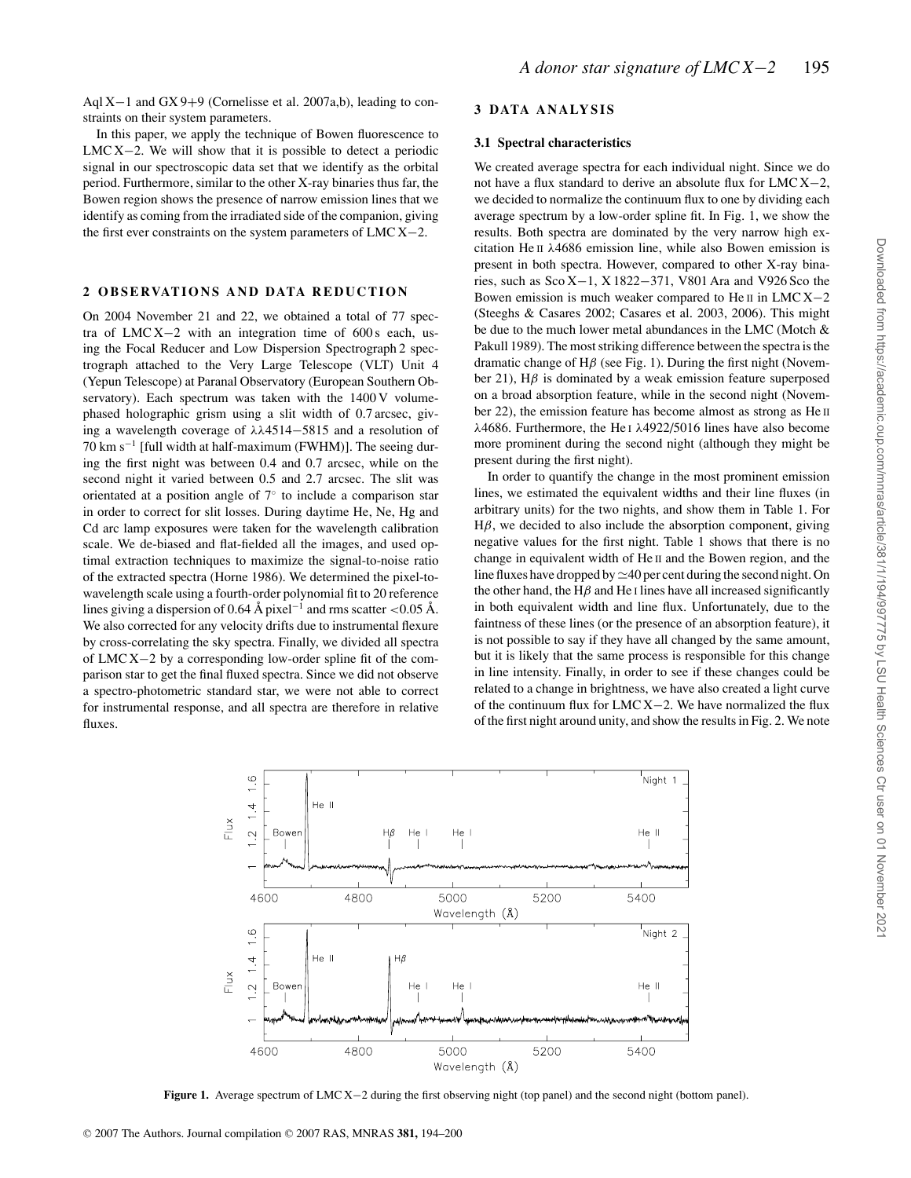Aql X−1 and GX 9+9 (Cornelisse et al. 2007a,b), leading to constraints on their system parameters.

In this paper, we apply the technique of Bowen fluorescence to LMC X−2. We will show that it is possible to detect a periodic signal in our spectroscopic data set that we identify as the orbital period. Furthermore, similar to the other X-ray binaries thus far, the Bowen region shows the presence of narrow emission lines that we identify as coming from the irradiated side of the companion, giving the first ever constraints on the system parameters of LMC X−2.

## 2 OBSERVATIONS AND DATA REDUCTION

On 2004 November 21 and 22, we obtained a total of 77 spectra of LMC X−2 with an integration time of 600 s each, using the Focal Reducer and Low Dispersion Spectrograph 2 spectrograph attached to the Very Large Telescope (VLT) Unit 4 (Yepun Telescope) at Paranal Observatory (European Southern Observatory). Each spectrum was taken with the 1400 V volume-phased holographic grism using a slit width of 0.7 arcsec, giving a wavelength coverage of λλ4514−5815 and a resolution of 70 km s$^{-1}$ [full width at half-maximum (FWHM)]. The seeing during the first night was between 0.4 and 0.7 arcsec, while on the second night it varied between 0.5 and 2.7 arcsec. The slit was orientated at a position angle of 7° to include a comparison star in order to correct for slit losses. During daytime He, Ne, Hg and Cd arc lamp exposures were taken for the wavelength calibration scale. We de-biased and flat-fielded all the images, and used optimal extraction techniques to maximize the signal-to-noise ratio of the extracted spectra (Horne 1986). We determined the pixel-to-wavelength scale using a fourth-order polynomial fit to 20 reference lines giving a dispersion of 0.64 Å pixel$^{-1}$ and rms scatter <0.05 Å. We also corrected for any velocity drifts due to instrumental flexure by cross-correlating the sky spectra. Finally, we divided all spectra of LMC X−2 by a corresponding low-order spline fit of the comparison star to get the final fluxed spectra. Since we did not observe a spectro-photometric standard star, we were not able to correct for instrumental response, and all spectra are therefore in relative fluxes.

## 3 DATA ANALYSIS

### 3.1 Spectral characteristics

We created average spectra for each individual night. Since we do not have a flux standard to derive an absolute flux for LMC X−2, we decided to normalize the continuum flux to one by dividing each average spectrum by a low-order spline fit. In Fig. 1, we show the results. Both spectra are dominated by the very narrow high excitation He II λ4686 emission line, while also Bowen emission is present in both spectra. However, compared to other X-ray binaries, such as Sco X−1, X 1822−371, V801 Ara and V926 Sco the Bowen emission is much weaker compared to He II in LMC X−2 (Steeghs & Casares 2002; Casares et al. 2003, 2006). This might be due to the much lower metal abundances in the LMC (Motch & Pakull 1989). The most striking difference between the spectra is the dramatic change of Hβ (see Fig. 1). During the first night (November 21), Hβ is dominated by a weak emission feature superposed on a broad absorption feature, while in the second night (November 22), the emission feature has become almost as strong as He II λ4686. Furthermore, the He I λ4922/5016 lines have also become more prominent during the second night (although they might be present during the first night).

In order to quantify the change in the most prominent emission lines, we estimated the equivalent widths and their line fluxes (in arbitrary units) for the two nights, and show them in Table 1. For Hβ, we decided to also include the absorption component, giving negative values for the first night. Table 1 shows that there is no change in equivalent width of He II and the Bowen region, and the line fluxes have dropped by ≃40 per cent during the second night. On the other hand, the Hβ and He I lines have all increased significantly in both equivalent width and line flux. Unfortunately, due to the faintness of these lines (or the presence of an absorption feature), it is not possible to say if they have all changed by the same amount, but it is likely that the same process is responsible for this change in line intensity. Finally, in order to see if these changes could be related to a change in brightness, we have also created a light curve of the continuum flux for LMC X−2. We have normalized the flux of the first night around unity, and show the results in Fig. 2. We note

Night 1
Flux
1, 1.2, 1.4, 1.6
Bowen
He II
Hβ
He I
He I
He II
4600, 4800, 5000, 5200, 5400
Wavelength (Å)

Night 2
Flux
1, 1.2, 1.4, 1.6
Bowen
He II
Hβ
He I
He I
He II
4600, 4800, 5000, 5200, 5400
Wavelength (Å)

**Figure 1.** Average spectrum of LMC X−2 during the first observing night (top panel) and the second night (bottom panel).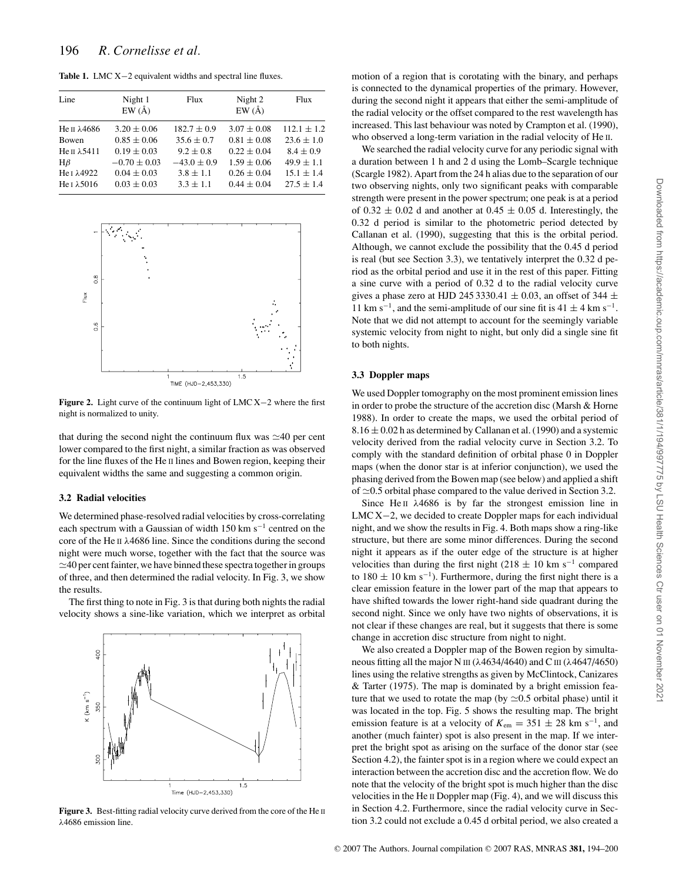**Table 1.** LMC X−2 equivalent widths and spectral line fluxes.

| Line | Night 1 EW (Å) | Flux | Night 2 EW (Å) | Flux |
|---|---|---|---|---|
| He II λ4686 | 3.20 ± 0.06 | 182.7 ± 0.9 | 3.07 ± 0.08 | 112.1 ± 1.2 |
| Bowen | 0.85 ± 0.06 | 35.6 ± 0.7 | 0.81 ± 0.08 | 23.6 ± 1.0 |
| He II λ5411 | 0.19 ± 0.03 | 9.2 ± 0.8 | 0.22 ± 0.04 | 8.4 ± 0.9 |
| Hβ | −0.70 ± 0.03 | −43.0 ± 0.9 | 1.59 ± 0.06 | 49.9 ± 1.1 |
| He I λ4922 | 0.04 ± 0.03 | 3.8 ± 1.1 | 0.26 ± 0.04 | 15.1 ± 1.4 |
| He I λ5016 | 0.03 ± 0.03 | 3.3 ± 1.1 | 0.44 ± 0.04 | 27.5 ± 1.4 |

Flux
1
0.8
0.6
1
1.5
TIME (HJD−2,453,330)

**Figure 2.** Light curve of the continuum light of LMC X−2 where the first night is normalized to unity.

that during the second night the continuum flux was ≃40 per cent lower compared to the first night, a similar fraction as was observed for the line fluxes of the He II lines and Bowen region, keeping their equivalent widths the same and suggesting a common origin.

### 3.2 Radial velocities

We determined phase-resolved radial velocities by cross-correlating each spectrum with a Gaussian of width 150 km s$^{-1}$ centred on the core of the He II λ4686 line. Since the conditions during the second night were much worse, together with the fact that the source was ≃40 per cent fainter, we have binned these spectra together in groups of three, and then determined the radial velocity. In Fig. 3, we show the results.

The first thing to note in Fig. 3 is that during both nights the radial velocity shows a sine-like variation, which we interpret as orbital

K (km s$^{-1}$)
400
350
300
1
1.5
Time (HJD−2,453,330)

**Figure 3.** Best-fitting radial velocity curve derived from the core of the He II λ4686 emission line.

motion of a region that is corotating with the binary, and perhaps is connected to the dynamical properties of the primary. However, during the second night it appears that either the semi-amplitude of the radial velocity or the offset compared to the rest wavelength has increased. This last behaviour was noted by Crampton et al. (1990), who observed a long-term variation in the radial velocity of He II.

We searched the radial velocity curve for any periodic signal with a duration between 1 h and 2 d using the Lomb–Scargle technique (Scargle 1982). Apart from the 24 h alias due to the separation of our two observing nights, only two significant peaks with comparable strength were present in the power spectrum; one peak is at a period of 0.32 ± 0.02 d and another at 0.45 ± 0.05 d. Interestingly, the 0.32 d period is similar to the photometric period detected by Callanan et al. (1990), suggesting that this is the orbital period. Although, we cannot exclude the possibility that the 0.45 d period is real (but see Section 3.3), we tentatively interpret the 0.32 d period as the orbital period and use it in the rest of this paper. Fitting a sine curve with a period of 0.32 d to the radial velocity curve gives a phase zero at HJD 245 3330.41 ± 0.03, an offset of 344 ± 11 km s$^{-1}$, and the semi-amplitude of our sine fit is 41 ± 4 km s$^{-1}$. Note that we did not attempt to account for the seemingly variable systemic velocity from night to night, but only did a single sine fit to both nights.

### 3.3 Doppler maps

We used Doppler tomography on the most prominent emission lines in order to probe the structure of the accretion disc (Marsh & Horne 1988). In order to create the maps, we used the orbital period of 8.16 ± 0.02 h as determined by Callanan et al. (1990) and a systemic velocity derived from the radial velocity curve in Section 3.2. To comply with the standard definition of orbital phase 0 in Doppler maps (when the donor star is at inferior conjunction), we used the phasing derived from the Bowen map (see below) and applied a shift of ≃0.5 orbital phase compared to the value derived in Section 3.2.

Since He II λ4686 is by far the strongest emission line in LMC X−2, we decided to create Doppler maps for each individual night, and we show the results in Fig. 4. Both maps show a ring-like structure, but there are some minor differences. During the second night it appears as if the outer edge of the structure is at higher velocities than during the first night (218 ± 10 km s$^{-1}$ compared to 180 ± 10 km s$^{-1}$). Furthermore, during the first night there is a clear emission feature in the lower part of the map that appears to have shifted towards the lower right-hand side quadrant during the second night. Since we only have two nights of observations, it is not clear if these changes are real, but it suggests that there is some change in accretion disc structure from night to night.

We also created a Doppler map of the Bowen region by simultaneous fitting all the major N III (λ4634/4640) and C III (λ4647/4650) lines using the relative strengths as given by McClintock, Canizares & Tarter (1975). The map is dominated by a bright emission feature that we used to rotate the map (by ≃0.5 orbital phase) until it was located in the top. Fig. 5 shows the resulting map. The bright emission feature is at a velocity of $K_{em}$ = 351 ± 28 km s$^{-1}$, and another (much fainter) spot is also present in the map. If we interpret the bright spot as arising on the surface of the donor star (see Section 4.2), the fainter spot is in a region where we could expect an interaction between the accretion disc and the accretion flow. We do note that the velocity of the bright spot is much higher than the disc velocities in the He II Doppler map (Fig. 4), and we will discuss this in Section 4.2. Furthermore, since the radial velocity curve in Section 3.2 could not exclude a 0.45 d orbital period, we also created a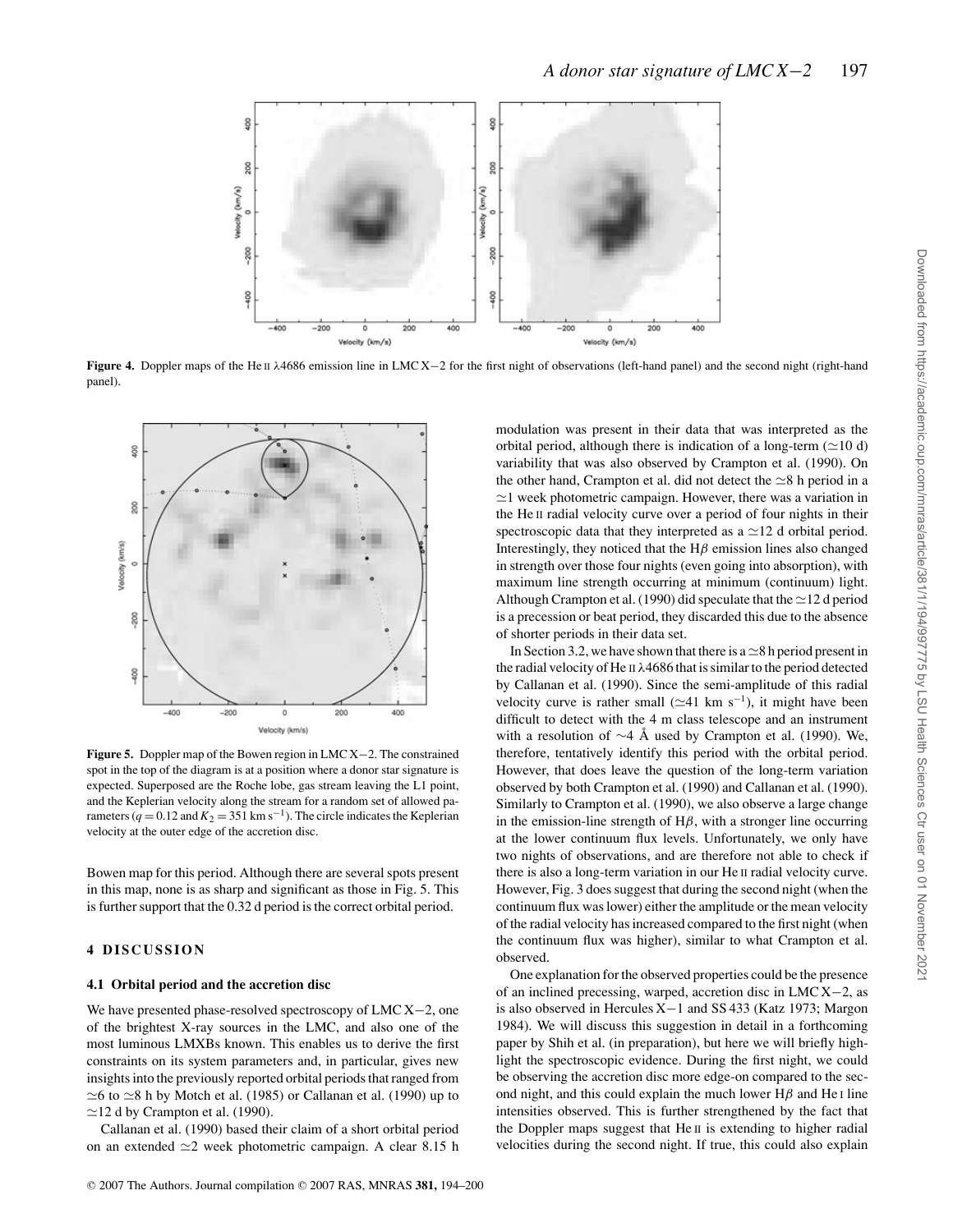Velocity (km/s)

400

200

0

−200

−400

−400 −200 0 200 400

Velocity (km/s)

Velocity (km/s)

400

200

0

−200

−400

−400 −200 0 200 400

Velocity (km/s)

**Figure 4.** Doppler maps of the He II $\lambda$4686 emission line in LMC X−2 for the first night of observations (left-hand panel) and the second night (right-hand panel).

Velocity (km/s)

400

200

0

−200

−400

−400 −200 0 200 400

Velocity (km/s)

**Figure 5.** Doppler map of the Bowen region in LMC X−2. The constrained spot in the top of the diagram is at a position where a donor star signature is expected. Superposed are the Roche lobe, gas stream leaving the L1 point, and the Keplerian velocity along the stream for a random set of allowed parameters ($q = 0.12$ and $K_2 = 351$ km s$^{-1}$). The circle indicates the Keplerian velocity at the outer edge of the accretion disc.

Bowen map for this period. Although there are several spots present in this map, none is as sharp and significant as those in Fig. 5. This is further support that the 0.32 d period is the correct orbital period.

## 4 DISCUSSION

### 4.1 Orbital period and the accretion disc

We have presented phase-resolved spectroscopy of LMC X−2, one of the brightest X-ray sources in the LMC, and also one of the most luminous LMXBs known. This enables us to derive the first constraints on its system parameters and, in particular, gives new insights into the previously reported orbital periods that ranged from $\simeq$6 to $\simeq$8 h by Motch et al. (1985) or Callanan et al. (1990) up to $\simeq$12 d by Crampton et al. (1990).

Callanan et al. (1990) based their claim of a short orbital period on an extended $\simeq$2 week photometric campaign. A clear 8.15 h modulation was present in their data that was interpreted as the orbital period, although there is indication of a long-term ($\simeq$10 d) variability that was also observed by Crampton et al. (1990). On the other hand, Crampton et al. did not detect the $\simeq$8 h period in a $\simeq$1 week photometric campaign. However, there was a variation in the He II radial velocity curve over a period of four nights in their spectroscopic data that they interpreted as a $\simeq$12 d orbital period. Interestingly, they noticed that the H$\beta$ emission lines also changed in strength over those four nights (even going into absorption), with maximum line strength occurring at minimum (continuum) light. Although Crampton et al. (1990) did speculate that the $\simeq$12 d period is a precession or beat period, they discarded this due to the absence of shorter periods in their data set.

In Section 3.2, we have shown that there is a $\simeq$8 h period present in the radial velocity of He II $\lambda$4686 that is similar to the period detected by Callanan et al. (1990). Since the semi-amplitude of this radial velocity curve is rather small ($\simeq$41 km s$^{-1}$), it might have been difficult to detect with the 4 m class telescope and an instrument with a resolution of $\sim$4 Å used by Crampton et al. (1990). We, therefore, tentatively identify this period with the orbital period. However, that does leave the question of the long-term variation observed by both Crampton et al. (1990) and Callanan et al. (1990). Similarly to Crampton et al. (1990), we also observe a large change in the emission-line strength of H$\beta$, with a stronger line occurring at the lower continuum flux levels. Unfortunately, we only have two nights of observations, and are therefore not able to check if there is also a long-term variation in our He II radial velocity curve. However, Fig. 3 does suggest that during the second night (when the continuum flux was lower) either the amplitude or the mean velocity of the radial velocity has increased compared to the first night (when the continuum flux was higher), similar to what Crampton et al. observed.

One explanation for the observed properties could be the presence of an inclined precessing, warped, accretion disc in LMC X−2, as is also observed in Hercules X−1 and SS 433 (Katz 1973; Margon 1984). We will discuss this suggestion in detail in a forthcoming paper by Shih et al. (in preparation), but here we will briefly highlight the spectroscopic evidence. During the first night, we could be observing the accretion disc more edge-on compared to the second night, and this could explain the much lower H$\beta$ and He I line intensities observed. This is further strengthened by the fact that the Doppler maps suggest that He II is extending to higher radial velocities during the second night. If true, this could also explain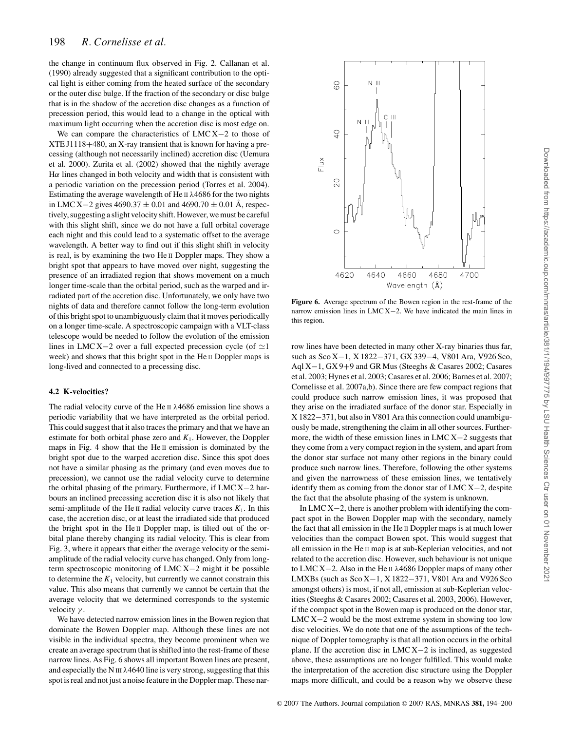the change in continuum flux observed in Fig. 2. Callanan et al. (1990) already suggested that a significant contribution to the optical light is either coming from the heated surface of the secondary or the outer disc bulge. If the fraction of the secondary or disc bulge that is in the shadow of the accretion disc changes as a function of precession period, this would lead to a change in the optical with maximum light occurring when the accretion disc is most edge on.

We can compare the characteristics of LMC X−2 to those of XTE J1118+480, an X-ray transient that is known for having a precessing (although not necessarily inclined) accretion disc (Uemura et al. 2000). Zurita et al. (2002) showed that the nightly average H$\alpha$ lines changed in both velocity and width that is consistent with a periodic variation on the precession period (Torres et al. 2004). Estimating the average wavelength of He II $\lambda$4686 for the two nights in LMC X−2 gives $4690.37 \pm 0.01$ and $4690.70 \pm 0.01$ Å, respectively, suggesting a slight velocity shift. However, we must be careful with this slight shift, since we do not have a full orbital coverage each night and this could lead to a systematic offset to the average wavelength. A better way to find out if this slight shift in velocity is real, is by examining the two He II Doppler maps. They show a bright spot that appears to have moved over night, suggesting the presence of an irradiated region that shows movement on a much longer time-scale than the orbital period, such as the warped and irradiated part of the accretion disc. Unfortunately, we only have two nights of data and therefore cannot follow the long-term evolution of this bright spot to unambiguously claim that it moves periodically on a longer time-scale. A spectroscopic campaign with a VLT-class telescope would be needed to follow the evolution of the emission lines in LMC X−2 over a full expected precession cycle (of $\simeq$1 week) and shows that this bright spot in the He II Doppler maps is long-lived and connected to a precessing disc.

### 4.2 K-velocities?

The radial velocity curve of the He II $\lambda$4686 emission line shows a periodic variability that we have interpreted as the orbital period. This could suggest that it also traces the primary and that we have an estimate for both orbital phase zero and $K_1$. However, the Doppler maps in Fig. 4 show that the He II emission is dominated by the bright spot due to the warped accretion disc. Since this spot does not have a similar phasing as the primary (and even moves due to precession), we cannot use the radial velocity curve to determine the orbital phasing of the primary. Furthermore, if LMC X−2 harbours an inclined precessing accretion disc it is also not likely that semi-amplitude of the He II radial velocity curve traces $K_1$. In this case, the accretion disc, or at least the irradiated side that produced the bright spot in the He II Doppler map, is tilted out of the orbital plane thereby changing its radial velocity. This is clear from Fig. 3, where it appears that either the average velocity or the semi-amplitude of the radial velocity curve has changed. Only from long-term spectroscopic monitoring of LMC X−2 might it be possible to determine the $K_1$ velocity, but currently we cannot constrain this value. This also means that currently we cannot be certain that the average velocity that we determined corresponds to the systemic velocity $\gamma$.

We have detected narrow emission lines in the Bowen region that dominate the Bowen Doppler map. Although these lines are not visible in the individual spectra, they become prominent when we create an average spectrum that is shifted into the rest-frame of these narrow lines. As Fig. 6 shows all important Bowen lines are present, and especially the N III $\lambda$4640 line is very strong, suggesting that this spot is real and not just a noise feature in the Doppler map. These narrow lines have been detected in many other X-ray binaries thus far, such as Sco X−1, X 1822−371, GX 339−4, V801 Ara, V926 Sco, Aql X−1, GX 9+9 and GR Mus (Steeghs & Casares 2002; Casares et al. 2003; Hynes et al. 2003; Casares et al. 2006; Barnes et al. 2007; Cornelisse et al. 2007a,b). Since there are few compact regions that could produce such narrow emission lines, it was proposed that they arise on the irradiated surface of the donor star. Especially in X 1822−371, but also in V801 Ara this connection could unambiguously be made, strengthening the claim in all other sources. Furthermore, the width of these emission lines in LMC X−2 suggests that they come from a very compact region in the system, and apart from the donor star surface not many other regions in the binary could produce such narrow lines. Therefore, following the other systems and given the narrowness of these emission lines, we tentatively identify them as coming from the donor star of LMC X−2, despite the fact that the absolute phasing of the system is unknown.

Flux
60
40
20
0
N III
N III
C III
4620
4640
4660
4680
4700
Wavelength (Å)

**Figure 6.** Average spectrum of the Bowen region in the rest-frame of the narrow emission lines in LMC X−2. We have indicated the main lines in this region.

In LMC X−2, there is another problem with identifying the compact spot in the Bowen Doppler map with the secondary, namely the fact that all emission in the He II Doppler maps is at much lower velocities than the compact Bowen spot. This would suggest that all emission in the He II map is at sub-Keplerian velocities, and not related to the accretion disc. However, such behaviour is not unique to LMC X−2. Also in the He II $\lambda$4686 Doppler maps of many other LMXBs (such as Sco X−1, X 1822−371, V801 Ara and V926 Sco amongst others) is most, if not all, emission at sub-Keplerian velocities (Steeghs & Casares 2002; Casares et al. 2003, 2006). However, if the compact spot in the Bowen map is produced on the donor star, LMC X−2 would be the most extreme system in showing too low disc velocities. We do note that one of the assumptions of the technique of Doppler tomography is that all motion occurs in the orbital plane. If the accretion disc in LMC X−2 is inclined, as suggested above, these assumptions are no longer fulfilled. This would make the interpretation of the accretion disc structure using the Doppler maps more difficult, and could be a reason why we observe these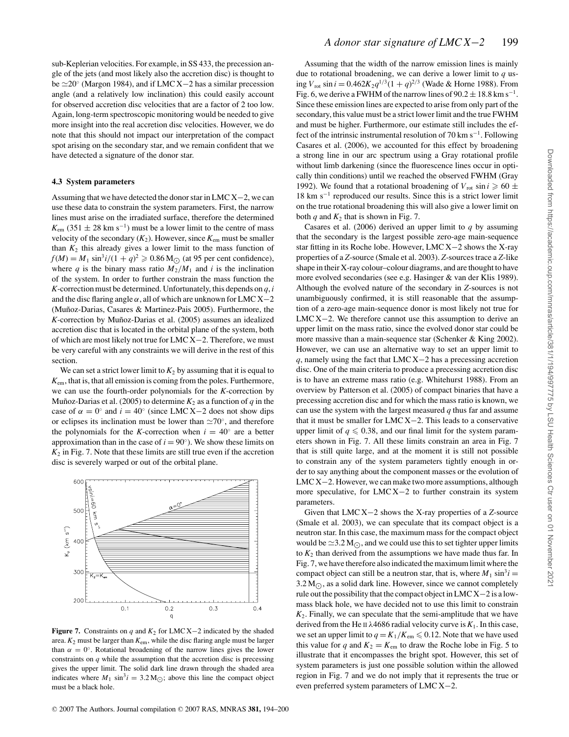sub-Keplerian velocities. For example, in SS 433, the precession angle of the jets (and most likely also the accretion disc) is thought to be $\simeq 20^\circ$ (Margon 1984), and if LMC X−2 has a similar precession angle (and a relatively low inclination) this could easily account for observed accretion disc velocities that are a factor of 2 too low. Again, long-term spectroscopic monitoring would be needed to give more insight into the real accretion disc velocities. However, we do note that this should not impact our interpretation of the compact spot arising on the secondary star, and we remain confident that we have detected a signature of the donor star.

### 4.3 System parameters

Assuming that we have detected the donor star in LMC X−2, we can use these data to constrain the system parameters. First, the narrow lines must arise on the irradiated surface, therefore the determined $K_{\rm em}$ ($351 \pm 28$ km s$^{-1}$) must be a lower limit to the centre of mass velocity of the secondary ($K_2$). However, since $K_{\rm em}$ must be smaller than $K_2$ this already gives a lower limit to the mass function of $f(M) = M_1 \sin^3 i/(1+q)^2 \geqslant 0.86\,{\rm M}_\odot$ (at 95 per cent confidence), where $q$ is the binary mass ratio $M_2/M_1$ and $i$ is the inclination of the system. In order to further constrain the mass function the $K$-correction must be determined. Unfortunately, this depends on $q$, $i$ and the disc flaring angle $\alpha$, all of which are unknown for LMC X−2 (Muñoz-Darias, Casares & Martinez-Pais 2005). Furthermore, the $K$-correction by Muñoz-Darias et al. (2005) assumes an idealized accretion disc that is located in the orbital plane of the system, both of which are most likely not true for LMC X−2. Therefore, we must be very careful with any constraints we will derive in the rest of this section.

We can set a strict lower limit to $K_2$ by assuming that it is equal to $K_{\rm em}$, that is, that all emission is coming from the poles. Furthermore, we can use the fourth-order polynomials for the $K$-correction by Muñoz-Darias et al. (2005) to determine $K_2$ as a function of $q$ in the case of $\alpha = 0^\circ$ and $i = 40^\circ$ (since LMC X−2 does not show dips or eclipses its inclination must be lower than $\simeq 70^\circ$, and therefore the polynomials for the $K$-correction when $i = 40^\circ$ are a better approximation than in the case of $i = 90^\circ$). We show these limits on $K_2$ in Fig. 7. Note that these limits are still true even if the accretion disc is severely warped or out of the orbital plane.

600
500
400
300
200
$K_2$ (km s$^{-1}$)
0.1
0.2
0.3
0.4
q
vsini=60 km s$^{-1}$
$\alpha$=0°
$K_2$=$K_{em}$

**Figure 7.** Constraints on $q$ and $K_2$ for LMC X−2 indicated by the shaded area. $K_2$ must be larger than $K_{\rm em}$, while the disc flaring angle must be larger than $\alpha = 0^\circ$. Rotational broadening of the narrow lines gives the lower constraints on $q$ while the assumption that the accretion disc is precessing gives the upper limit. The solid dark line drawn through the shaded area indicates where $M_1 \sin^3 i = 3.2\,{\rm M}_\odot$; above this line the compact object must be a black hole.

Assuming that the width of the narrow emission lines is mainly due to rotational broadening, we can derive a lower limit to $q$ using $V_{\rm rot} \sin i = 0.462 K_2 q^{1/3}(1+q)^{2/3}$ (Wade & Horne 1988). From Fig. 6, we derive a FWHM of the narrow lines of $90.2 \pm 18.8$ km s$^{-1}$. Since these emission lines are expected to arise from only part of the secondary, this value must be a strict lower limit and the true FWHM and must be higher. Furthermore, our estimate still includes the effect of the intrinsic instrumental resolution of 70 km s$^{-1}$. Following Casares et al. (2006), we accounted for this effect by broadening a strong line in our arc spectrum using a Gray rotational profile without limb darkening (since the fluorescence lines occur in optically thin conditions) until we reached the observed FWHM (Gray 1992). We found that a rotational broadening of $V_{\rm rot} \sin i \geqslant 60 \pm 18$ km s$^{-1}$ reproduced our results. Since this is a strict lower limit on the true rotational broadening this will also give a lower limit on both $q$ and $K_2$ that is shown in Fig. 7.

Casares et al. (2006) derived an upper limit to $q$ by assuming that the secondary is the largest possible zero-age main-sequence star fitting in its Roche lobe. However, LMC X−2 shows the X-ray properties of a Z-source (Smale et al. 2003). Z-sources trace a Z-like shape in their X-ray colour–colour diagrams, and are thought to have more evolved secondaries (see e.g. Hasinger & van der Klis 1989). Although the evolved nature of the secondary in Z-sources is not unambiguously confirmed, it is still reasonable that the assumption of a zero-age main-sequence donor is most likely not true for LMC X−2. We therefore cannot use this assumption to derive an upper limit on the mass ratio, since the evolved donor star could be more massive than a main-sequence star (Schenker & King 2002). However, we can use an alternative way to set an upper limit to $q$, namely using the fact that LMC X−2 has a precessing accretion disc. One of the main criteria to produce a precessing accretion disc is to have an extreme mass ratio (e.g. Whitehurst 1988). From an overview by Patterson et al. (2005) of compact binaries that have a precessing accretion disc and for which the mass ratio is known, we can use the system with the largest measured $q$ thus far and assume that it must be smaller for LMC X−2. This leads to a conservative upper limit of $q \leqslant 0.38$, and our final limit for the system parameters shown in Fig. 7. All these limits constrain an area in Fig. 7 that is still quite large, and at the moment it is still not possible to constrain any of the system parameters tightly enough in order to say anything about the component masses or the evolution of LMC X−2. However, we can make two more assumptions, although more speculative, for LMC X−2 to further constrain its system parameters.

Given that LMC X−2 shows the X-ray properties of a Z-source (Smale et al. 2003), we can speculate that its compact object is a neutron star. In this case, the maximum mass for the compact object would be $\simeq 3.2\,{\rm M}_\odot$, and we could use this to set tighter upper limits to $K_2$ than derived from the assumptions we have made thus far. In Fig. 7, we have therefore also indicated the maximum limit where the compact object can still be a neutron star, that is, where $M_1 \sin^3 i = 3.2\,{\rm M}_\odot$, as a solid dark line. However, since we cannot completely rule out the possibility that the compact object in LMC X−2 is a low-mass black hole, we have decided not to use this limit to constrain $K_2$. Finally, we can speculate that the semi-amplitude that we have derived from the He II $\lambda$4686 radial velocity curve is $K_1$. In this case, we set an upper limit to $q = K_1/K_{\rm em} \leqslant 0.12$. Note that we have used this value for $q$ and $K_2 = K_{\rm em}$ to draw the Roche lobe in Fig. 5 to illustrate that it encompasses the bright spot. However, this set of system parameters is just one possible solution within the allowed region in Fig. 7 and we do not imply that it represents the true or even preferred system parameters of LMC X−2.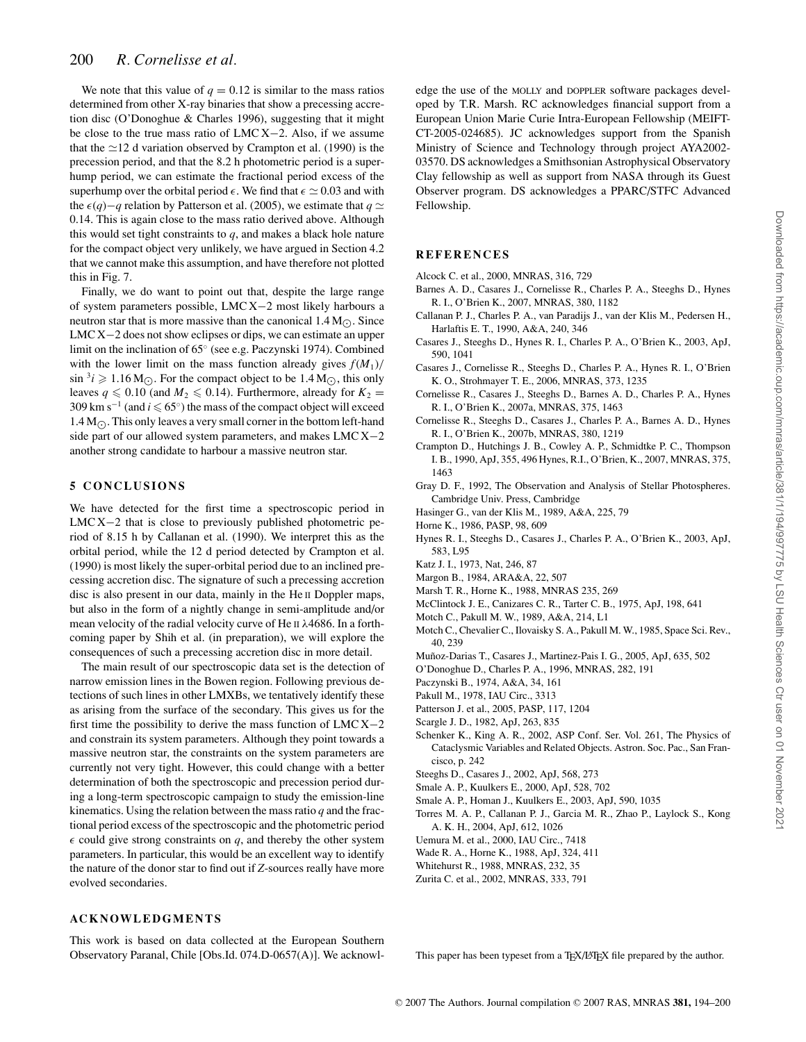We note that this value of $q = 0.12$ is similar to the mass ratios determined from other X-ray binaries that show a precessing accretion disc (O'Donoghue & Charles 1996), suggesting that it might be close to the true mass ratio of LMC X−2. Also, if we assume that the $\simeq$12 d variation observed by Crampton et al. (1990) is the precession period, and that the 8.2 h photometric period is a superhump period, we can estimate the fractional period excess of the superhump over the orbital period $\epsilon$. We find that $\epsilon \simeq 0.03$ and with the $\epsilon(q)-q$ relation by Patterson et al. (2005), we estimate that $q \simeq 0.14$. This is again close to the mass ratio derived above. Although this would set tight constraints to $q$, and makes a black hole nature for the compact object very unlikely, we have argued in Section 4.2 that we cannot make this assumption, and have therefore not plotted this in Fig. 7.

Finally, we do want to point out that, despite the large range of system parameters possible, LMC X−2 most likely harbours a neutron star that is more massive than the canonical 1.4 $M_\odot$. Since LMC X−2 does not show eclipses or dips, we can estimate an upper limit on the inclination of 65° (see e.g. Paczynski 1974). Combined with the lower limit on the mass function already gives $f(M_1)/\sin^3 i \geqslant 1.16\,M_\odot$. For the compact object to be 1.4 $M_\odot$, this only leaves $q \leqslant 0.10$ (and $M_2 \leqslant 0.14$). Furthermore, already for $K_2 = 309$ km s$^{-1}$ (and $i \leqslant 65°$) the mass of the compact object will exceed 1.4 $M_\odot$. This only leaves a very small corner in the bottom left-hand side part of our allowed system parameters, and makes LMC X−2 another strong candidate to harbour a massive neutron star.

## 5 CONCLUSIONS

We have detected for the first time a spectroscopic period in LMC X−2 that is close to previously published photometric period of 8.15 h by Callanan et al. (1990). We interpret this as the orbital period, while the 12 d period detected by Crampton et al. (1990) is most likely the super-orbital period due to an inclined precessing accretion disc. The signature of such a precessing accretion disc is also present in our data, mainly in the He II Doppler maps, but also in the form of a nightly change in semi-amplitude and/or mean velocity of the radial velocity curve of He II λ4686. In a forthcoming paper by Shih et al. (in preparation), we will explore the consequences of such a precessing accretion disc in more detail.

The main result of our spectroscopic data set is the detection of narrow emission lines in the Bowen region. Following previous detections of such lines in other LMXBs, we tentatively identify these as arising from the surface of the secondary. This gives us for the first time the possibility to derive the mass function of LMC X−2 and constrain its system parameters. Although they point towards a massive neutron star, the constraints on the system parameters are currently not very tight. However, this could change with a better determination of both the spectroscopic and precession period during a long-term spectroscopic campaign to study the emission-line kinematics. Using the relation between the mass ratio $q$ and the fractional period excess of the spectroscopic and the photometric period $\epsilon$ could give strong constraints on $q$, and thereby the other system parameters. In particular, this would be an excellent way to identify the nature of the donor star to find out if Z-sources really have more evolved secondaries.

## ACKNOWLEDGMENTS

This work is based on data collected at the European Southern Observatory Paranal, Chile [Obs.Id. 074.D-0657(A)]. We acknowledge the use of the MOLLY and DOPPLER software packages developed by T.R. Marsh. RC acknowledges financial support from a European Union Marie Curie Intra-European Fellowship (MEIFT-CT-2005-024685). JC acknowledges support from the Spanish Ministry of Science and Technology through project AYA2002-03570. DS acknowledges a Smithsonian Astrophysical Observatory Clay fellowship as well as support from NASA through its Guest Observer program. DS acknowledges a PPARC/STFC Advanced Fellowship.

## REFERENCES

Alcock C. et al., 2000, MNRAS, 316, 729
Barnes A. D., Casares J., Cornelisse R., Charles P. A., Steeghs D., Hynes R. I., O'Brien K., 2007, MNRAS, 380, 1182
Callanan P. J., Charles P. A., van Paradijs J. J., van der Klis M., Pedersen H., Harlaftis E. T., 1990, A&A, 240, 346
Casares J., Steeghs D., Hynes R. I., Charles P. A., O'Brien K., 2003, ApJ, 590, 1041
Casares J., Cornelisse R., Steeghs D., Charles P. A., Hynes R. I., O'Brien K. O., Strohmayer T. E., 2006, MNRAS, 373, 1235
Cornelisse R., Casares J., Steeghs D., Barnes A. D., Charles P. A., Hynes R. I., O'Brien K., 2007a, MNRAS, 375, 1463
Cornelisse R., Steeghs D., Casares J., Charles P. A., Barnes A. D., Hynes R. I., O'Brien K., 2007b, MNRAS, 380, 1219
Crampton D., Hutchings J. B., Cowley A. P., Schmidtke P. C., Thompson I. B., 1990, ApJ, 355, 496 Hynes, R.I., O'Brien, K., 2007, MNRAS, 375, 1463
Gray D. F., 1992, The Observation and Analysis of Stellar Photospheres. Cambridge Univ. Press, Cambridge
Hasinger G., van der Klis M., 1989, A&A, 225, 79
Horne K., 1986, PASP, 98, 609
Hynes R. I., Steeghs D., Casares J., Charles P. A., O'Brien K., 2003, ApJ, 583, L95
Katz J. I., 1973, Nat, 246, 87
Margon B., 1984, ARA&A, 22, 507
Marsh T. R., Horne K., 1988, MNRAS 235, 269
McClintock J. E., Canizares C. R., Tarter C. B., 1975, ApJ, 198, 641
Motch C., Pakull M. W., 1989, A&A, 214, L1
Motch C., Chevalier C., Ilovaisky S. A., Pakull M. W., 1985, Space Sci. Rev., 40, 239
Muñoz-Darias T., Casares J., Martinez-Pais I. G., 2005, ApJ, 635, 502
O'Donoghue D., Charles P. A., 1996, MNRAS, 282, 191
Paczynski B., 1974, A&A, 34, 161
Pakull M., 1978, IAU Circ., 3313
Patterson J. et al., 2005, PASP, 117, 1204
Scargle J. D., 1982, ApJ, 263, 835
Schenker K., King A. R., 2002, ASP Conf. Ser. Vol. 261, The Physics of Cataclysmic Variables and Related Objects. Astron. Soc. Pac., San Francisco, p. 242
Steeghs D., Casares J., 2002, ApJ, 568, 273
Smale A. P., Kuulkers E., 2000, ApJ, 528, 702
Smale A. P., Homan J., Kuulkers E., 2003, ApJ, 590, 1035
Torres M. A. P., Callanan P. J., Garcia M. R., Zhao P., Laylock S., Kong A. K. H., 2004, ApJ, 612, 1026
Uemura M. et al., 2000, IAU Circ., 7418
Wade R. A., Horne K., 1988, ApJ, 324, 411
Whitehurst R., 1988, MNRAS, 232, 35
Zurita C. et al., 2002, MNRAS, 333, 791

This paper has been typeset from a TEX/LATEX file prepared by the author.